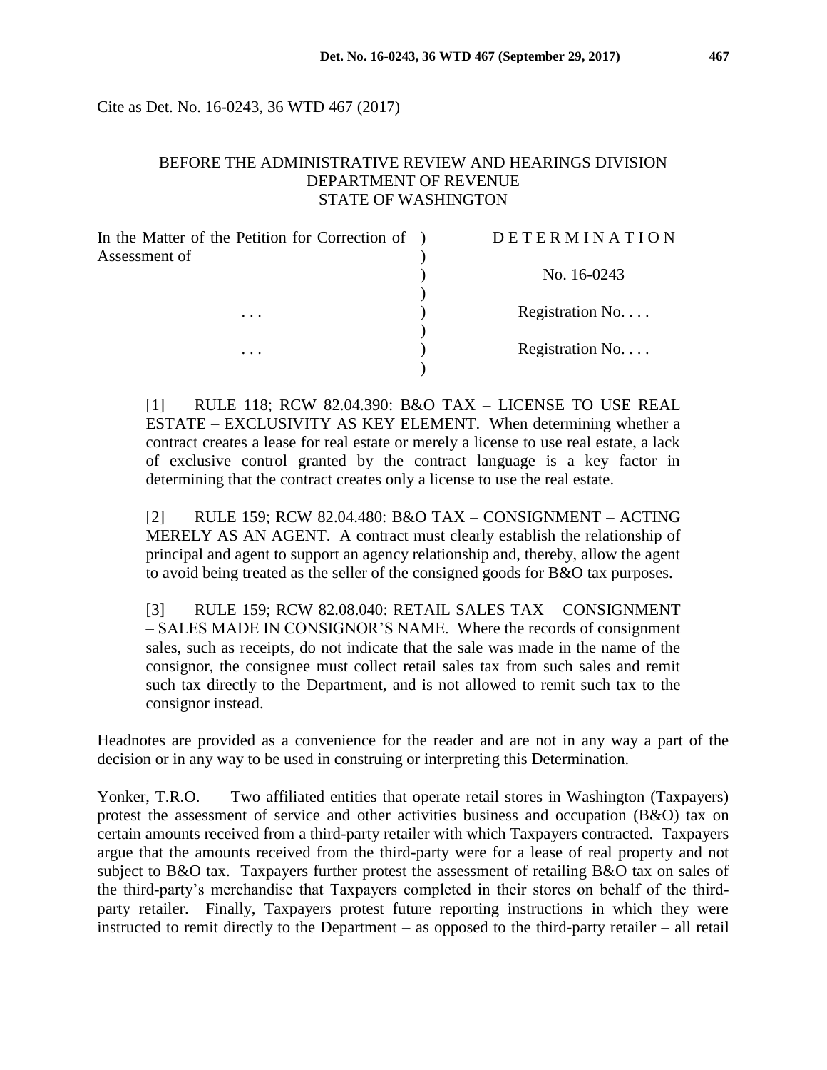Cite as Det. No. 16-0243, 36 WTD 467 (2017)

BEFORE THE ADMINISTRATIVE REVIEW AND HEARINGS DIVISION
DEPARTMENT OF REVENUE
STATE OF WASHINGTON

| | |
|---|---|
| In the Matter of the Petition for Correction of Assessment of | D E T E R M I N A T I O N |
| | No. 16-0243 |
| . . . | Registration No. . . . |
| . . . | Registration No. . . . |

[1] RULE 118; RCW 82.04.390: B&O TAX – LICENSE TO USE REAL ESTATE – EXCLUSIVITY AS KEY ELEMENT. When determining whether a contract creates a lease for real estate or merely a license to use real estate, a lack of exclusive control granted by the contract language is a key factor in determining that the contract creates only a license to use the real estate.

[2] RULE 159; RCW 82.04.480: B&O TAX – CONSIGNMENT – ACTING MERELY AS AN AGENT. A contract must clearly establish the relationship of principal and agent to support an agency relationship and, thereby, allow the agent to avoid being treated as the seller of the consigned goods for B&O tax purposes.

[3] RULE 159; RCW 82.08.040: RETAIL SALES TAX – CONSIGNMENT – SALES MADE IN CONSIGNOR'S NAME. Where the records of consignment sales, such as receipts, do not indicate that the sale was made in the name of the consignor, the consignee must collect retail sales tax from such sales and remit such tax directly to the Department, and is not allowed to remit such tax to the consignor instead.

Headnotes are provided as a convenience for the reader and are not in any way a part of the decision or in any way to be used in construing or interpreting this Determination.

Yonker, T.R.O. – Two affiliated entities that operate retail stores in Washington (Taxpayers) protest the assessment of service and other activities business and occupation (B&O) tax on certain amounts received from a third-party retailer with which Taxpayers contracted. Taxpayers argue that the amounts received from the third-party were for a lease of real property and not subject to B&O tax. Taxpayers further protest the assessment of retailing B&O tax on sales of the third-party's merchandise that Taxpayers completed in their stores on behalf of the third-party retailer. Finally, Taxpayers protest future reporting instructions in which they were instructed to remit directly to the Department – as opposed to the third-party retailer – all retail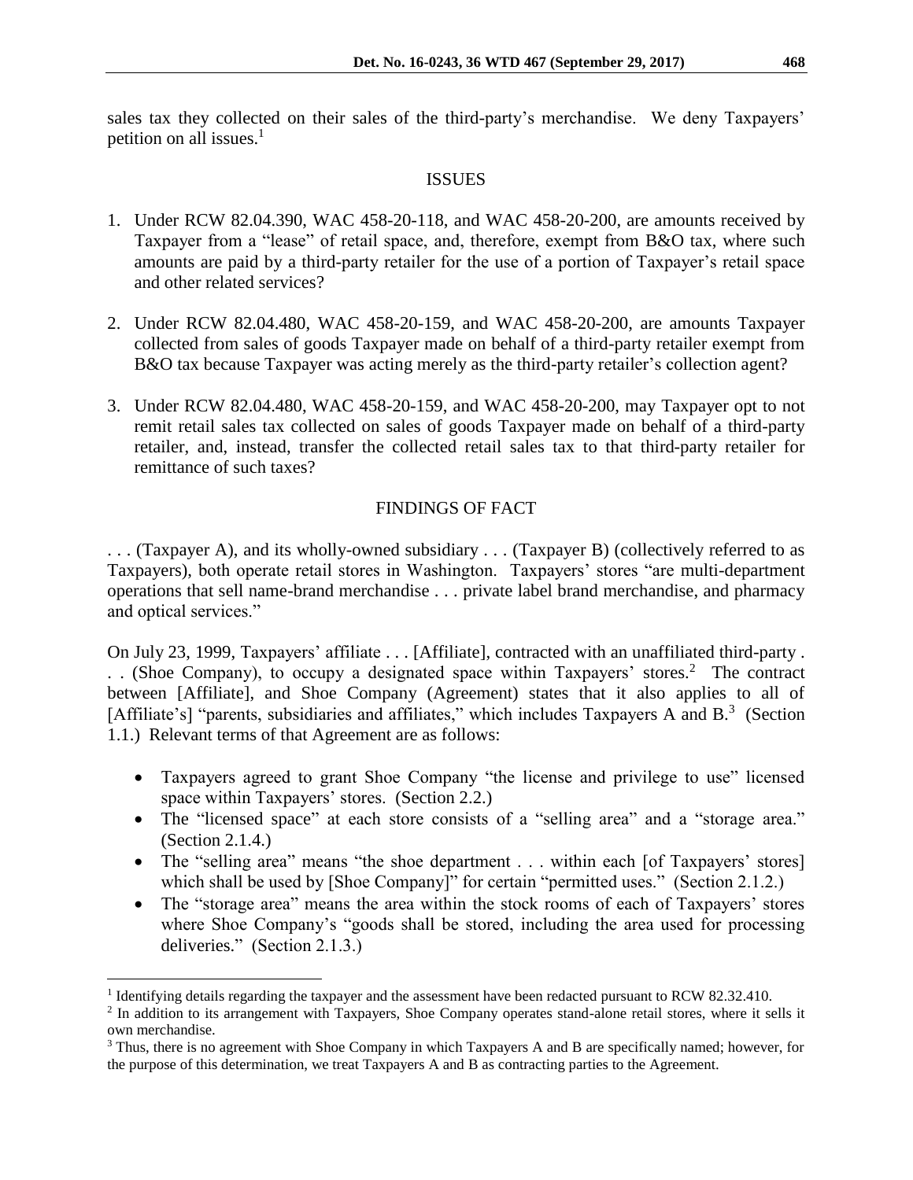sales tax they collected on their sales of the third-party's merchandise. We deny Taxpayers' petition on all issues.[1]

## ISSUES

1. Under RCW 82.04.390, WAC 458-20-118, and WAC 458-20-200, are amounts received by Taxpayer from a "lease" of retail space, and, therefore, exempt from B&O tax, where such amounts are paid by a third-party retailer for the use of a portion of Taxpayer's retail space and other related services?

2. Under RCW 82.04.480, WAC 458-20-159, and WAC 458-20-200, are amounts Taxpayer collected from sales of goods Taxpayer made on behalf of a third-party retailer exempt from B&O tax because Taxpayer was acting merely as the third-party retailer's collection agent?

3. Under RCW 82.04.480, WAC 458-20-159, and WAC 458-20-200, may Taxpayer opt to not remit retail sales tax collected on sales of goods Taxpayer made on behalf of a third-party retailer, and, instead, transfer the collected retail sales tax to that third-party retailer for remittance of such taxes?

## FINDINGS OF FACT

. . . (Taxpayer A), and its wholly-owned subsidiary . . . (Taxpayer B) (collectively referred to as Taxpayers), both operate retail stores in Washington. Taxpayers' stores "are multi-department operations that sell name-brand merchandise . . . private label brand merchandise, and pharmacy and optical services."

On July 23, 1999, Taxpayers' affiliate . . . [Affiliate], contracted with an unaffiliated third-party . . . (Shoe Company), to occupy a designated space within Taxpayers' stores.[2] The contract between [Affiliate], and Shoe Company (Agreement) states that it also applies to all of [Affiliate's] "parents, subsidiaries and affiliates," which includes Taxpayers A and B.[3] (Section 1.1.) Relevant terms of that Agreement are as follows:

- Taxpayers agreed to grant Shoe Company "the license and privilege to use" licensed space within Taxpayers' stores. (Section 2.2.)
- The "licensed space" at each store consists of a "selling area" and a "storage area." (Section 2.1.4.)
- The "selling area" means "the shoe department . . . within each [of Taxpayers' stores] which shall be used by [Shoe Company]" for certain "permitted uses." (Section 2.1.2.)
- The "storage area" means the area within the stock rooms of each of Taxpayers' stores where Shoe Company's "goods shall be stored, including the area used for processing deliveries." (Section 2.1.3.)

---

[1] Identifying details regarding the taxpayer and the assessment have been redacted pursuant to RCW 82.32.410.

[2] In addition to its arrangement with Taxpayers, Shoe Company operates stand-alone retail stores, where it sells it own merchandise.

[3] Thus, there is no agreement with Shoe Company in which Taxpayers A and B are specifically named; however, for the purpose of this determination, we treat Taxpayers A and B as contracting parties to the Agreement.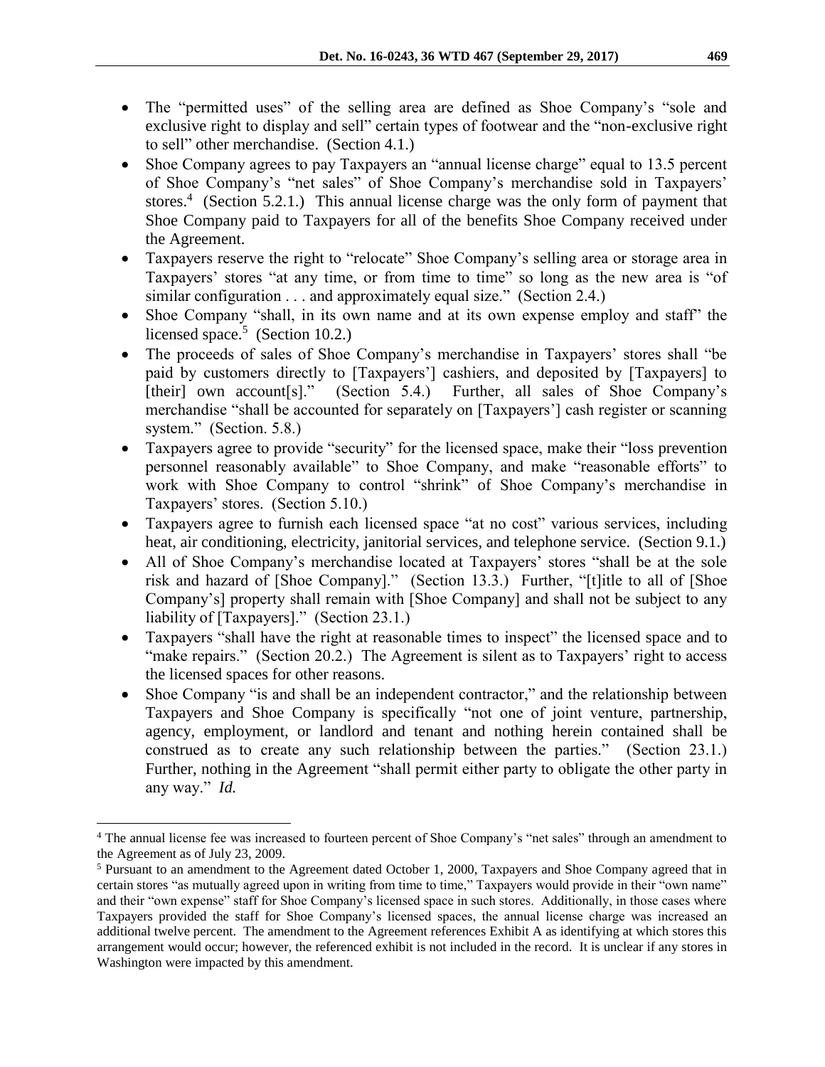- The "permitted uses" of the selling area are defined as Shoe Company's "sole and exclusive right to display and sell" certain types of footwear and the "non-exclusive right to sell" other merchandise. (Section 4.1.)
- Shoe Company agrees to pay Taxpayers an "annual license charge" equal to 13.5 percent of Shoe Company's "net sales" of Shoe Company's merchandise sold in Taxpayers' stores.[4] (Section 5.2.1.) This annual license charge was the only form of payment that Shoe Company paid to Taxpayers for all of the benefits Shoe Company received under the Agreement.
- Taxpayers reserve the right to "relocate" Shoe Company's selling area or storage area in Taxpayers' stores "at any time, or from time to time" so long as the new area is "of similar configuration . . . and approximately equal size." (Section 2.4.)
- Shoe Company "shall, in its own name and at its own expense employ and staff" the licensed space.[5] (Section 10.2.)
- The proceeds of sales of Shoe Company's merchandise in Taxpayers' stores shall "be paid by customers directly to [Taxpayers'] cashiers, and deposited by [Taxpayers] to [their] own account[s]." (Section 5.4.) Further, all sales of Shoe Company's merchandise "shall be accounted for separately on [Taxpayers'] cash register or scanning system." (Section. 5.8.)
- Taxpayers agree to provide "security" for the licensed space, make their "loss prevention personnel reasonably available" to Shoe Company, and make "reasonable efforts" to work with Shoe Company to control "shrink" of Shoe Company's merchandise in Taxpayers' stores. (Section 5.10.)
- Taxpayers agree to furnish each licensed space "at no cost" various services, including heat, air conditioning, electricity, janitorial services, and telephone service. (Section 9.1.)
- All of Shoe Company's merchandise located at Taxpayers' stores "shall be at the sole risk and hazard of [Shoe Company]." (Section 13.3.) Further, "[t]itle to all of [Shoe Company's] property shall remain with [Shoe Company] and shall not be subject to any liability of [Taxpayers]." (Section 23.1.)
- Taxpayers "shall have the right at reasonable times to inspect" the licensed space and to "make repairs." (Section 20.2.) The Agreement is silent as to Taxpayers' right to access the licensed spaces for other reasons.
- Shoe Company "is and shall be an independent contractor," and the relationship between Taxpayers and Shoe Company is specifically "not one of joint venture, partnership, agency, employment, or landlord and tenant and nothing herein contained shall be construed as to create any such relationship between the parties." (Section 23.1.) Further, nothing in the Agreement "shall permit either party to obligate the other party in any way." *Id.*

---

[4] The annual license fee was increased to fourteen percent of Shoe Company's "net sales" through an amendment to the Agreement as of July 23, 2009.

[5] Pursuant to an amendment to the Agreement dated October 1, 2000, Taxpayers and Shoe Company agreed that in certain stores "as mutually agreed upon in writing from time to time," Taxpayers would provide in their "own name" and their "own expense" staff for Shoe Company's licensed space in such stores. Additionally, in those cases where Taxpayers provided the staff for Shoe Company's licensed spaces, the annual license charge was increased an additional twelve percent. The amendment to the Agreement references Exhibit A as identifying at which stores this arrangement would occur; however, the referenced exhibit is not included in the record. It is unclear if any stores in Washington were impacted by this amendment.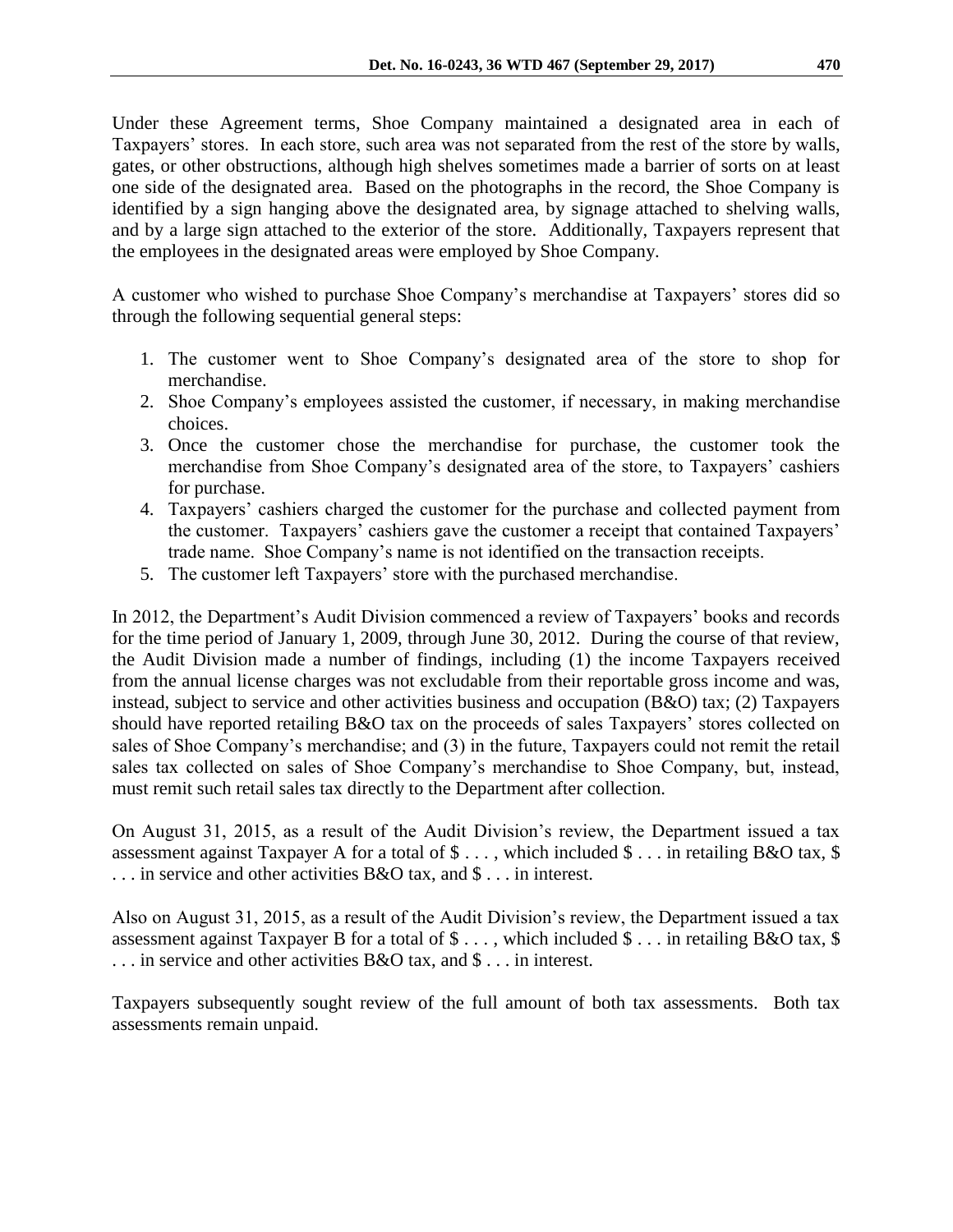Under these Agreement terms, Shoe Company maintained a designated area in each of Taxpayers' stores. In each store, such area was not separated from the rest of the store by walls, gates, or other obstructions, although high shelves sometimes made a barrier of sorts on at least one side of the designated area. Based on the photographs in the record, the Shoe Company is identified by a sign hanging above the designated area, by signage attached to shelving walls, and by a large sign attached to the exterior of the store. Additionally, Taxpayers represent that the employees in the designated areas were employed by Shoe Company.

A customer who wished to purchase Shoe Company's merchandise at Taxpayers' stores did so through the following sequential general steps:

1. The customer went to Shoe Company's designated area of the store to shop for merchandise.
2. Shoe Company's employees assisted the customer, if necessary, in making merchandise choices.
3. Once the customer chose the merchandise for purchase, the customer took the merchandise from Shoe Company's designated area of the store, to Taxpayers' cashiers for purchase.
4. Taxpayers' cashiers charged the customer for the purchase and collected payment from the customer. Taxpayers' cashiers gave the customer a receipt that contained Taxpayers' trade name. Shoe Company's name is not identified on the transaction receipts.
5. The customer left Taxpayers' store with the purchased merchandise.

In 2012, the Department's Audit Division commenced a review of Taxpayers' books and records for the time period of January 1, 2009, through June 30, 2012. During the course of that review, the Audit Division made a number of findings, including (1) the income Taxpayers received from the annual license charges was not excludable from their reportable gross income and was, instead, subject to service and other activities business and occupation (B&O) tax; (2) Taxpayers should have reported retailing B&O tax on the proceeds of sales Taxpayers' stores collected on sales of Shoe Company's merchandise; and (3) in the future, Taxpayers could not remit the retail sales tax collected on sales of Shoe Company's merchandise to Shoe Company, but, instead, must remit such retail sales tax directly to the Department after collection.

On August 31, 2015, as a result of the Audit Division's review, the Department issued a tax assessment against Taxpayer A for a total of $ . . . , which included $ . . . in retailing B&O tax, $ . . . in service and other activities B&O tax, and $ . . . in interest.

Also on August 31, 2015, as a result of the Audit Division's review, the Department issued a tax assessment against Taxpayer B for a total of $ . . . , which included $ . . . in retailing B&O tax, $ . . . in service and other activities B&O tax, and $ . . . in interest.

Taxpayers subsequently sought review of the full amount of both tax assessments. Both tax assessments remain unpaid.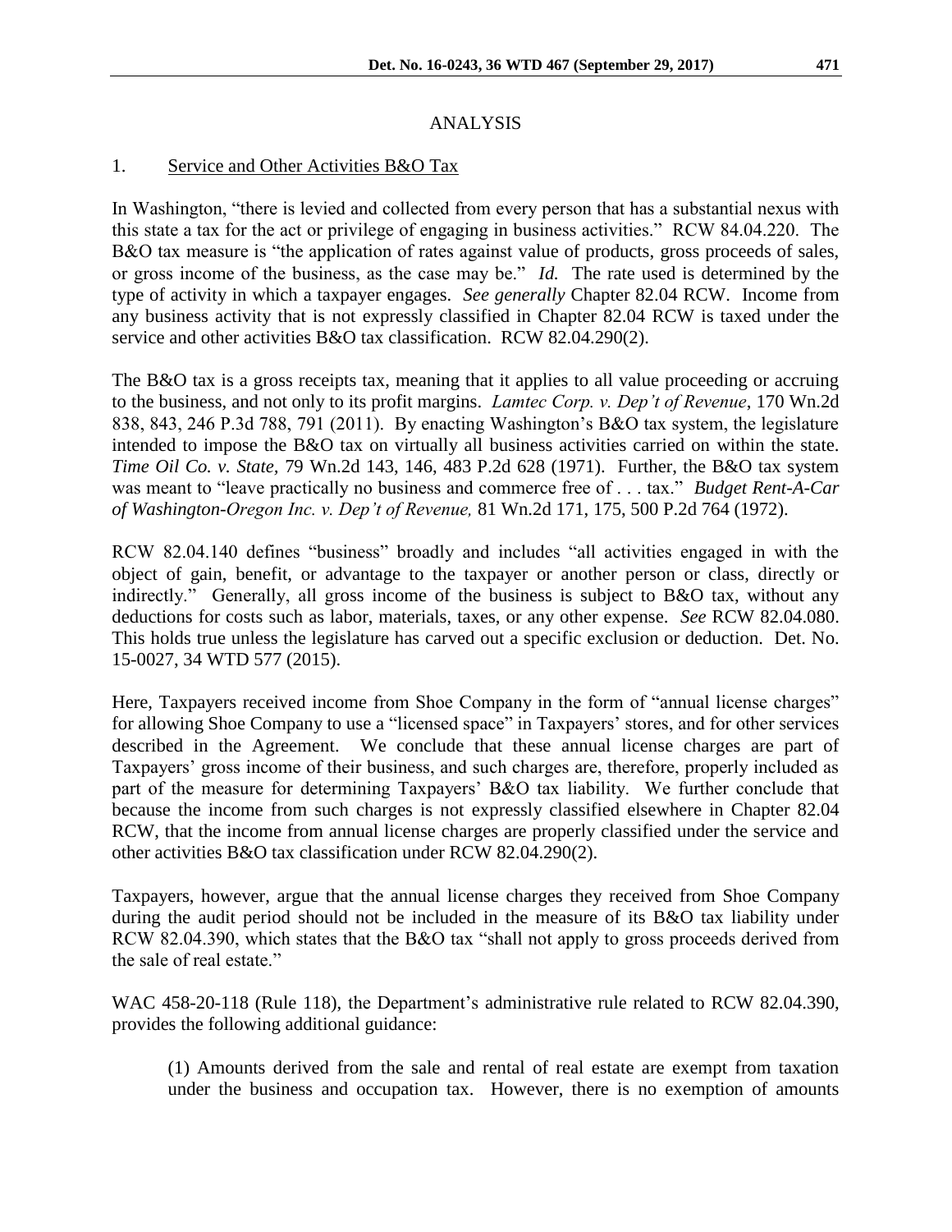## ANALYSIS

### 1. Service and Other Activities B&O Tax

In Washington, "there is levied and collected from every person that has a substantial nexus with this state a tax for the act or privilege of engaging in business activities." RCW 84.04.220. The B&O tax measure is "the application of rates against value of products, gross proceeds of sales, or gross income of the business, as the case may be." *Id.* The rate used is determined by the type of activity in which a taxpayer engages. *See generally* Chapter 82.04 RCW. Income from any business activity that is not expressly classified in Chapter 82.04 RCW is taxed under the service and other activities B&O tax classification. RCW 82.04.290(2).

The B&O tax is a gross receipts tax, meaning that it applies to all value proceeding or accruing to the business, and not only to its profit margins. *Lamtec Corp. v. Dep't of Revenue*, 170 Wn.2d 838, 843, 246 P.3d 788, 791 (2011). By enacting Washington's B&O tax system, the legislature intended to impose the B&O tax on virtually all business activities carried on within the state. *Time Oil Co. v. State,* 79 Wn.2d 143, 146, 483 P.2d 628 (1971). Further, the B&O tax system was meant to "leave practically no business and commerce free of . . . tax." *Budget Rent-A-Car of Washington-Oregon Inc. v. Dep't of Revenue,* 81 Wn.2d 171, 175, 500 P.2d 764 (1972).

RCW 82.04.140 defines "business" broadly and includes "all activities engaged in with the object of gain, benefit, or advantage to the taxpayer or another person or class, directly or indirectly." Generally, all gross income of the business is subject to B&O tax, without any deductions for costs such as labor, materials, taxes, or any other expense. *See* RCW 82.04.080. This holds true unless the legislature has carved out a specific exclusion or deduction. Det. No. 15-0027, 34 WTD 577 (2015).

Here, Taxpayers received income from Shoe Company in the form of "annual license charges" for allowing Shoe Company to use a "licensed space" in Taxpayers' stores, and for other services described in the Agreement. We conclude that these annual license charges are part of Taxpayers' gross income of their business, and such charges are, therefore, properly included as part of the measure for determining Taxpayers' B&O tax liability. We further conclude that because the income from such charges is not expressly classified elsewhere in Chapter 82.04 RCW, that the income from annual license charges are properly classified under the service and other activities B&O tax classification under RCW 82.04.290(2).

Taxpayers, however, argue that the annual license charges they received from Shoe Company during the audit period should not be included in the measure of its B&O tax liability under RCW 82.04.390, which states that the B&O tax "shall not apply to gross proceeds derived from the sale of real estate."

WAC 458-20-118 (Rule 118), the Department's administrative rule related to RCW 82.04.390, provides the following additional guidance:

> (1) Amounts derived from the sale and rental of real estate are exempt from taxation under the business and occupation tax. However, there is no exemption of amounts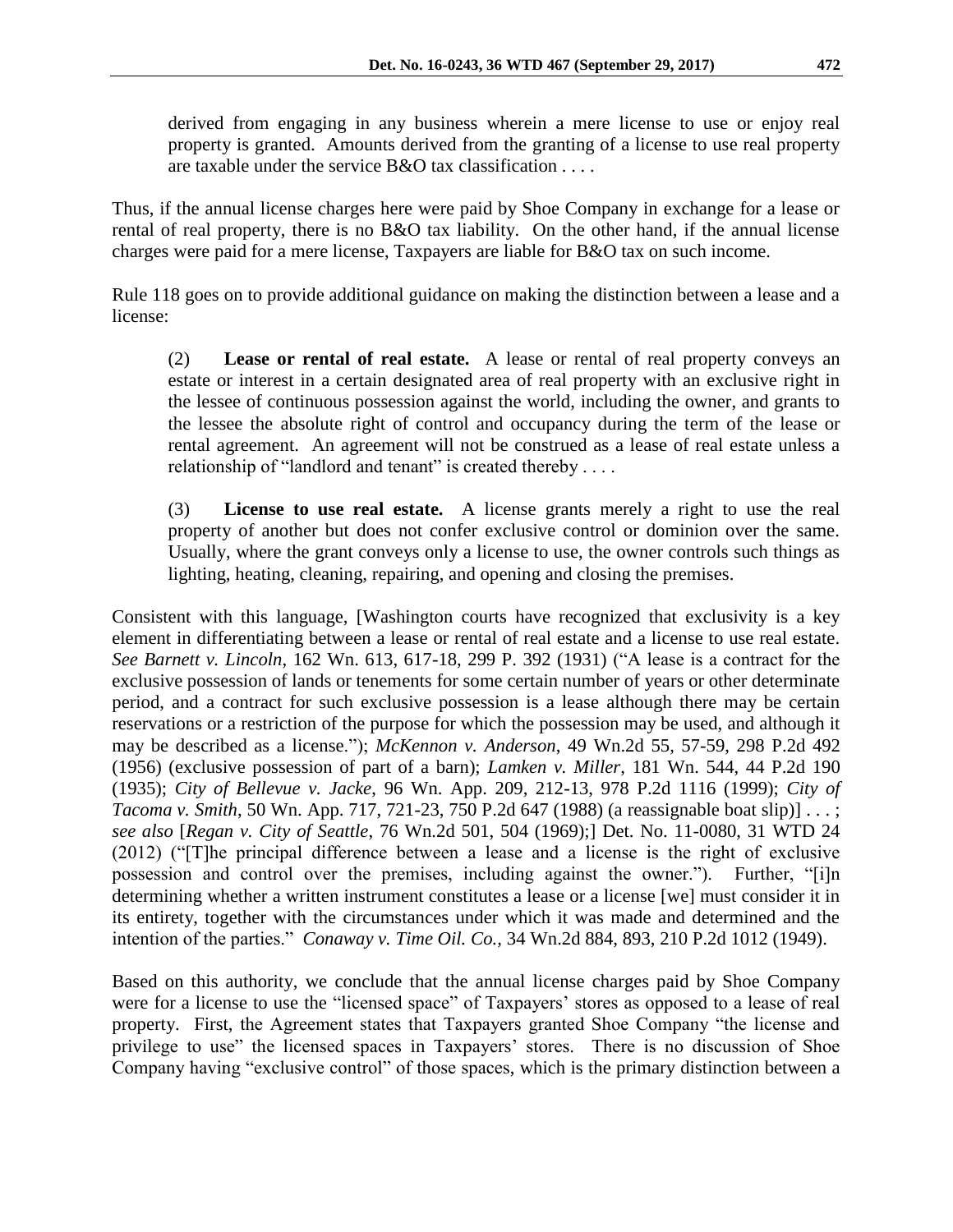> derived from engaging in any business wherein a mere license to use or enjoy real property is granted. Amounts derived from the granting of a license to use real property are taxable under the service B&O tax classification . . . .

Thus, if the annual license charges here were paid by Shoe Company in exchange for a lease or rental of real property, there is no B&O tax liability. On the other hand, if the annual license charges were paid for a mere license, Taxpayers are liable for B&O tax on such income.

Rule 118 goes on to provide additional guidance on making the distinction between a lease and a license:

> (2) **Lease or rental of real estate.** A lease or rental of real property conveys an estate or interest in a certain designated area of real property with an exclusive right in the lessee of continuous possession against the world, including the owner, and grants to the lessee the absolute right of control and occupancy during the term of the lease or rental agreement. An agreement will not be construed as a lease of real estate unless a relationship of "landlord and tenant" is created thereby . . . .
>
> (3) **License to use real estate.** A license grants merely a right to use the real property of another but does not confer exclusive control or dominion over the same. Usually, where the grant conveys only a license to use, the owner controls such things as lighting, heating, cleaning, repairing, and opening and closing the premises.

Consistent with this language, [Washington courts have recognized that exclusivity is a key element in differentiating between a lease or rental of real estate and a license to use real estate. *See Barnett v. Lincoln*, 162 Wn. 613, 617-18, 299 P. 392 (1931) ("A lease is a contract for the exclusive possession of lands or tenements for some certain number of years or other determinate period, and a contract for such exclusive possession is a lease although there may be certain reservations or a restriction of the purpose for which the possession may be used, and although it may be described as a license."); *McKennon v. Anderson*, 49 Wn.2d 55, 57-59, 298 P.2d 492 (1956) (exclusive possession of part of a barn); *Lamken v. Miller*, 181 Wn. 544, 44 P.2d 190 (1935); *City of Bellevue v. Jacke*, 96 Wn. App. 209, 212-13, 978 P.2d 1116 (1999); *City of Tacoma v. Smith*, 50 Wn. App. 717, 721-23, 750 P.2d 647 (1988) (a reassignable boat slip)] . . . ; *see also* [*Regan v. City of Seattle*, 76 Wn.2d 501, 504 (1969);] Det. No. 11-0080, 31 WTD 24 (2012) ("[T]he principal difference between a lease and a license is the right of exclusive possession and control over the premises, including against the owner."). Further, "[i]n determining whether a written instrument constitutes a lease or a license [we] must consider it in its entirety, together with the circumstances under which it was made and determined and the intention of the parties." *Conaway v. Time Oil. Co.*, 34 Wn.2d 884, 893, 210 P.2d 1012 (1949).

Based on this authority, we conclude that the annual license charges paid by Shoe Company were for a license to use the "licensed space" of Taxpayers' stores as opposed to a lease of real property. First, the Agreement states that Taxpayers granted Shoe Company "the license and privilege to use" the licensed spaces in Taxpayers' stores. There is no discussion of Shoe Company having "exclusive control" of those spaces, which is the primary distinction between a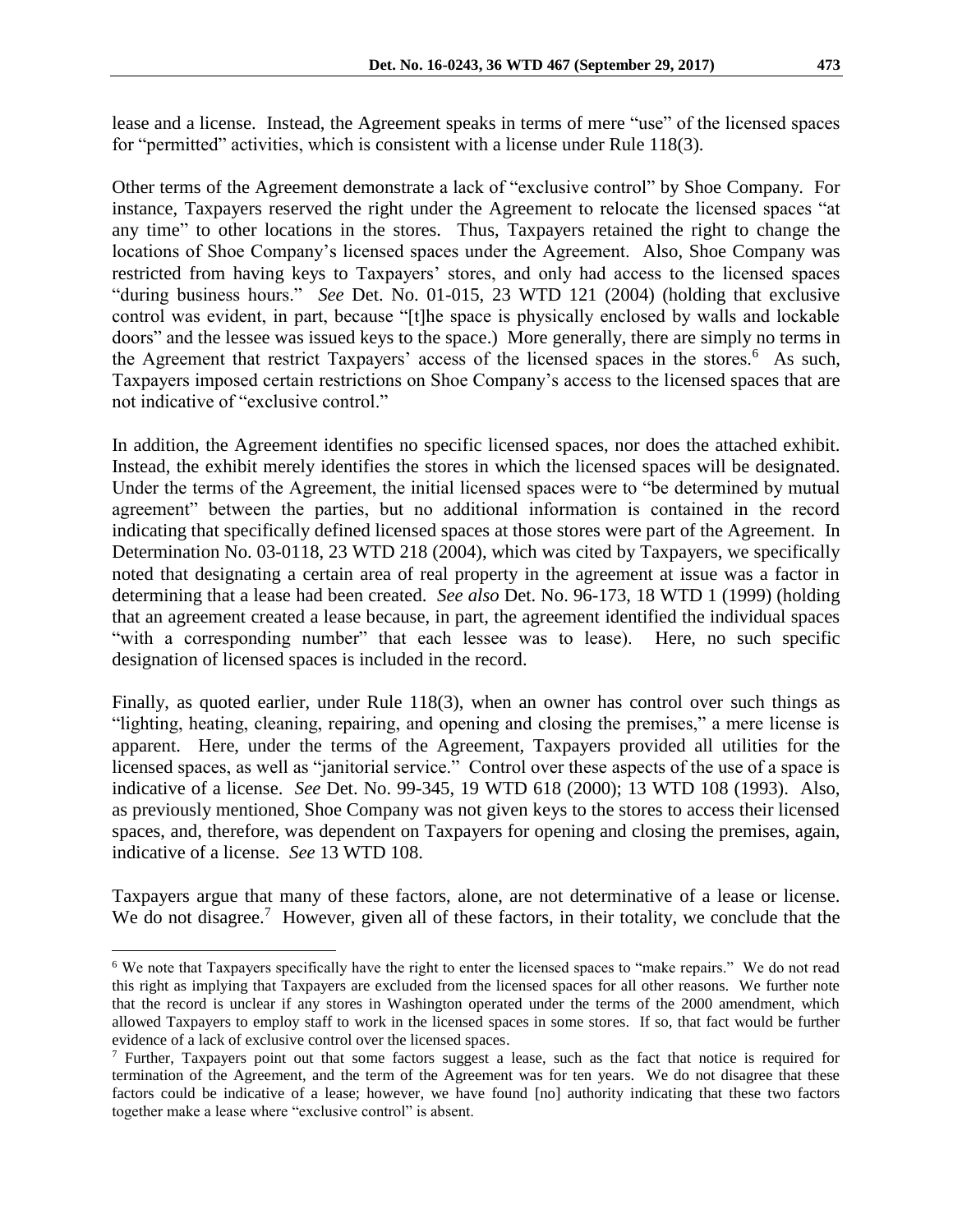lease and a license. Instead, the Agreement speaks in terms of mere "use" of the licensed spaces for "permitted" activities, which is consistent with a license under Rule 118(3).

Other terms of the Agreement demonstrate a lack of "exclusive control" by Shoe Company. For instance, Taxpayers reserved the right under the Agreement to relocate the licensed spaces "at any time" to other locations in the stores. Thus, Taxpayers retained the right to change the locations of Shoe Company's licensed spaces under the Agreement. Also, Shoe Company was restricted from having keys to Taxpayers' stores, and only had access to the licensed spaces "during business hours." *See* Det. No. 01-015, 23 WTD 121 (2004) (holding that exclusive control was evident, in part, because "[t]he space is physically enclosed by walls and lockable doors" and the lessee was issued keys to the space.) More generally, there are simply no terms in the Agreement that restrict Taxpayers' access of the licensed spaces in the stores.[6] As such, Taxpayers imposed certain restrictions on Shoe Company's access to the licensed spaces that are not indicative of "exclusive control."

In addition, the Agreement identifies no specific licensed spaces, nor does the attached exhibit. Instead, the exhibit merely identifies the stores in which the licensed spaces will be designated. Under the terms of the Agreement, the initial licensed spaces were to "be determined by mutual agreement" between the parties, but no additional information is contained in the record indicating that specifically defined licensed spaces at those stores were part of the Agreement. In Determination No. 03-0118, 23 WTD 218 (2004), which was cited by Taxpayers, we specifically noted that designating a certain area of real property in the agreement at issue was a factor in determining that a lease had been created. *See also* Det. No. 96-173, 18 WTD 1 (1999) (holding that an agreement created a lease because, in part, the agreement identified the individual spaces "with a corresponding number" that each lessee was to lease). Here, no such specific designation of licensed spaces is included in the record.

Finally, as quoted earlier, under Rule 118(3), when an owner has control over such things as "lighting, heating, cleaning, repairing, and opening and closing the premises," a mere license is apparent. Here, under the terms of the Agreement, Taxpayers provided all utilities for the licensed spaces, as well as "janitorial service." Control over these aspects of the use of a space is indicative of a license. *See* Det. No. 99-345, 19 WTD 618 (2000); 13 WTD 108 (1993). Also, as previously mentioned, Shoe Company was not given keys to the stores to access their licensed spaces, and, therefore, was dependent on Taxpayers for opening and closing the premises, again, indicative of a license. *See* 13 WTD 108.

Taxpayers argue that many of these factors, alone, are not determinative of a lease or license. We do not disagree.[7] However, given all of these factors, in their totality, we conclude that the

---

[6] We note that Taxpayers specifically have the right to enter the licensed spaces to "make repairs." We do not read this right as implying that Taxpayers are excluded from the licensed spaces for all other reasons. We further note that the record is unclear if any stores in Washington operated under the terms of the 2000 amendment, which allowed Taxpayers to employ staff to work in the licensed spaces in some stores. If so, that fact would be further evidence of a lack of exclusive control over the licensed spaces.

[7] Further, Taxpayers point out that some factors suggest a lease, such as the fact that notice is required for termination of the Agreement, and the term of the Agreement was for ten years. We do not disagree that these factors could be indicative of a lease; however, we have found [no] authority indicating that these two factors together make a lease where "exclusive control" is absent.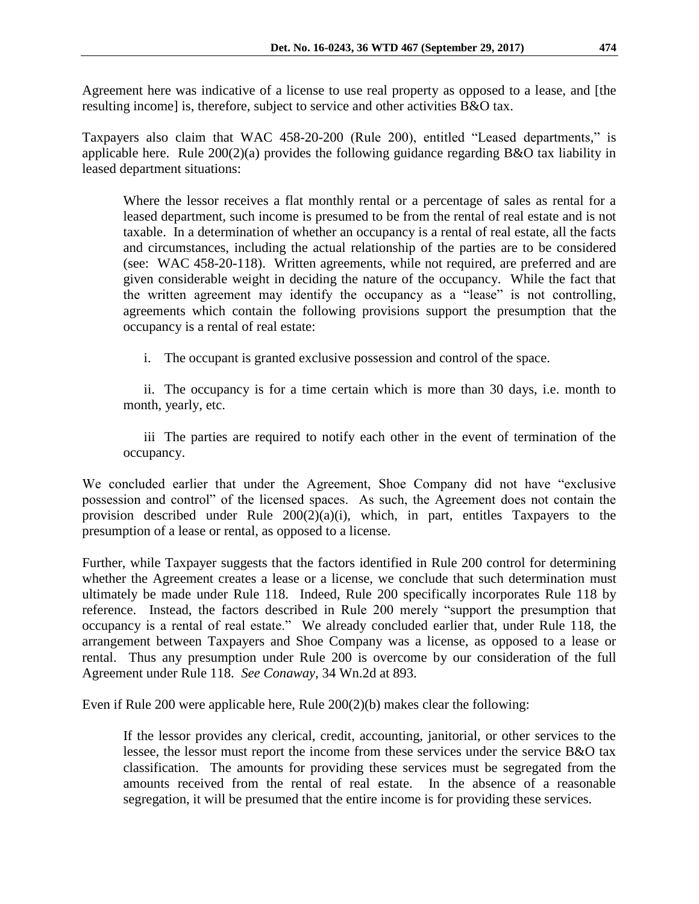Agreement here was indicative of a license to use real property as opposed to a lease, and [the resulting income] is, therefore, subject to service and other activities B&O tax.

Taxpayers also claim that WAC 458-20-200 (Rule 200), entitled "Leased departments," is applicable here. Rule 200(2)(a) provides the following guidance regarding B&O tax liability in leased department situations:

> Where the lessor receives a flat monthly rental or a percentage of sales as rental for a leased department, such income is presumed to be from the rental of real estate and is not taxable. In a determination of whether an occupancy is a rental of real estate, all the facts and circumstances, including the actual relationship of the parties are to be considered (see: WAC 458-20-118). Written agreements, while not required, are preferred and are given considerable weight in deciding the nature of the occupancy. While the fact that the written agreement may identify the occupancy as a "lease" is not controlling, agreements which contain the following provisions support the presumption that the occupancy is a rental of real estate:
>
> i. The occupant is granted exclusive possession and control of the space.
>
> ii. The occupancy is for a time certain which is more than 30 days, i.e. month to month, yearly, etc.
>
> iii The parties are required to notify each other in the event of termination of the occupancy.

We concluded earlier that under the Agreement, Shoe Company did not have "exclusive possession and control" of the licensed spaces. As such, the Agreement does not contain the provision described under Rule 200(2)(a)(i), which, in part, entitles Taxpayers to the presumption of a lease or rental, as opposed to a license.

Further, while Taxpayer suggests that the factors identified in Rule 200 control for determining whether the Agreement creates a lease or a license, we conclude that such determination must ultimately be made under Rule 118. Indeed, Rule 200 specifically incorporates Rule 118 by reference. Instead, the factors described in Rule 200 merely "support the presumption that occupancy is a rental of real estate." We already concluded earlier that, under Rule 118, the arrangement between Taxpayers and Shoe Company was a license, as opposed to a lease or rental. Thus any presumption under Rule 200 is overcome by our consideration of the full Agreement under Rule 118. *See Conaway,* 34 Wn.2d at 893.

Even if Rule 200 were applicable here, Rule 200(2)(b) makes clear the following:

> If the lessor provides any clerical, credit, accounting, janitorial, or other services to the lessee, the lessor must report the income from these services under the service B&O tax classification. The amounts for providing these services must be segregated from the amounts received from the rental of real estate. In the absence of a reasonable segregation, it will be presumed that the entire income is for providing these services.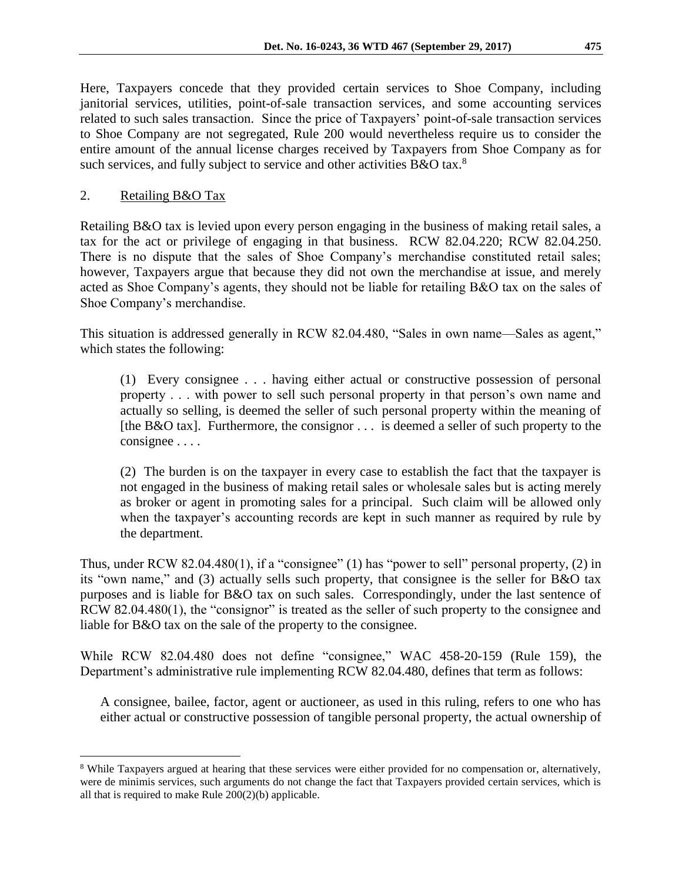Here, Taxpayers concede that they provided certain services to Shoe Company, including janitorial services, utilities, point-of-sale transaction services, and some accounting services related to such sales transaction. Since the price of Taxpayers' point-of-sale transaction services to Shoe Company are not segregated, Rule 200 would nevertheless require us to consider the entire amount of the annual license charges received by Taxpayers from Shoe Company as for such services, and fully subject to service and other activities B&O tax.[8]

## 2. Retailing B&O Tax

Retailing B&O tax is levied upon every person engaging in the business of making retail sales, a tax for the act or privilege of engaging in that business. RCW 82.04.220; RCW 82.04.250. There is no dispute that the sales of Shoe Company's merchandise constituted retail sales; however, Taxpayers argue that because they did not own the merchandise at issue, and merely acted as Shoe Company's agents, they should not be liable for retailing B&O tax on the sales of Shoe Company's merchandise.

This situation is addressed generally in RCW 82.04.480, "Sales in own name—Sales as agent," which states the following:

> (1) Every consignee . . . having either actual or constructive possession of personal property . . . with power to sell such personal property in that person's own name and actually so selling, is deemed the seller of such personal property within the meaning of [the B&O tax]. Furthermore, the consignor . . . is deemed a seller of such property to the consignee . . . .
>
> (2) The burden is on the taxpayer in every case to establish the fact that the taxpayer is not engaged in the business of making retail sales or wholesale sales but is acting merely as broker or agent in promoting sales for a principal. Such claim will be allowed only when the taxpayer's accounting records are kept in such manner as required by rule by the department.

Thus, under RCW 82.04.480(1), if a "consignee" (1) has "power to sell" personal property, (2) in its "own name," and (3) actually sells such property, that consignee is the seller for B&O tax purposes and is liable for B&O tax on such sales. Correspondingly, under the last sentence of RCW 82.04.480(1), the "consignor" is treated as the seller of such property to the consignee and liable for B&O tax on the sale of the property to the consignee.

While RCW 82.04.480 does not define "consignee," WAC 458-20-159 (Rule 159), the Department's administrative rule implementing RCW 82.04.480, defines that term as follows:

> A consignee, bailee, factor, agent or auctioneer, as used in this ruling, refers to one who has either actual or constructive possession of tangible personal property, the actual ownership of

---

[8] While Taxpayers argued at hearing that these services were either provided for no compensation or, alternatively, were de minimis services, such arguments do not change the fact that Taxpayers provided certain services, which is all that is required to make Rule 200(2)(b) applicable.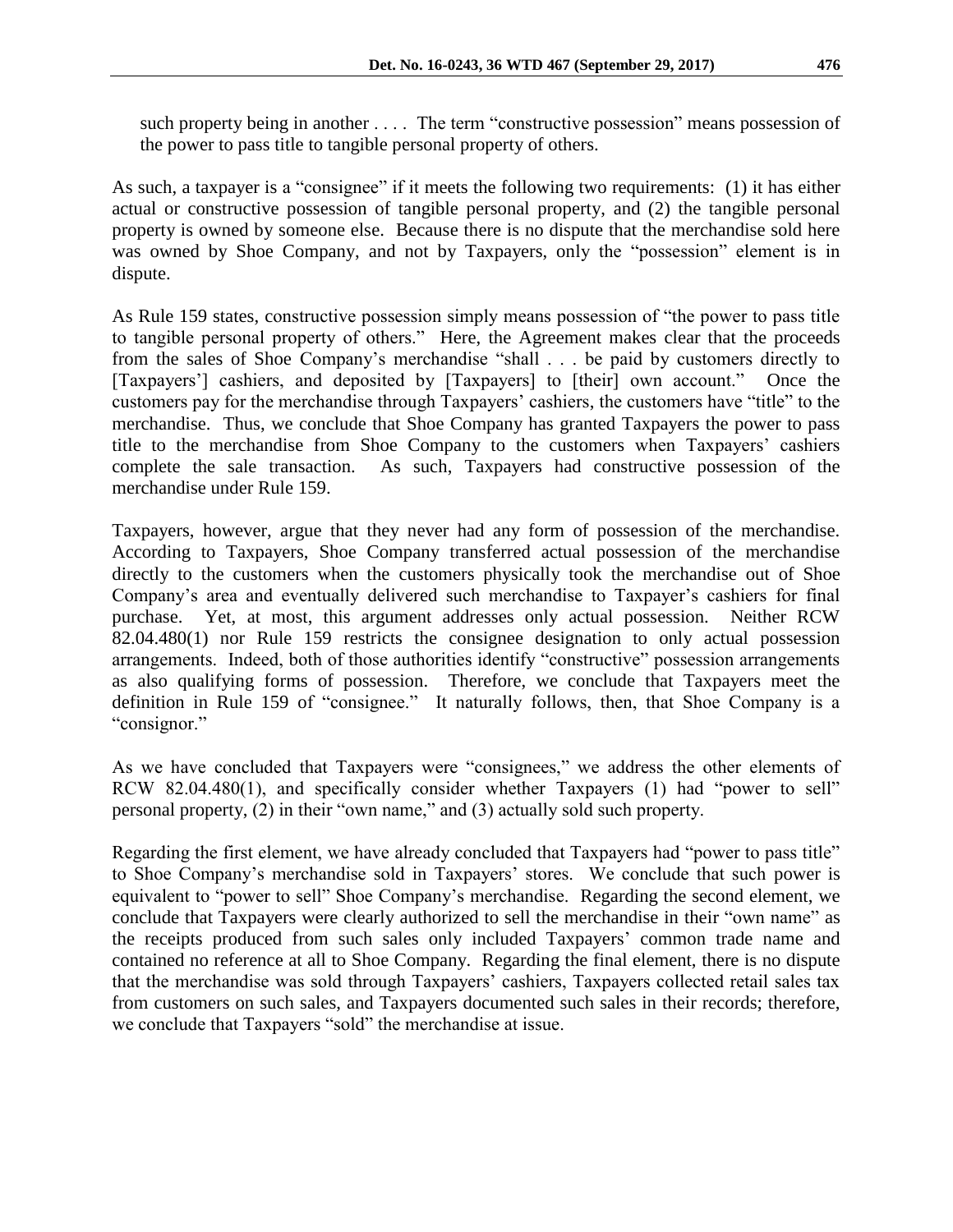such property being in another . . . . The term "constructive possession" means possession of the power to pass title to tangible personal property of others.

As such, a taxpayer is a "consignee" if it meets the following two requirements: (1) it has either actual or constructive possession of tangible personal property, and (2) the tangible personal property is owned by someone else. Because there is no dispute that the merchandise sold here was owned by Shoe Company, and not by Taxpayers, only the "possession" element is in dispute.

As Rule 159 states, constructive possession simply means possession of "the power to pass title to tangible personal property of others." Here, the Agreement makes clear that the proceeds from the sales of Shoe Company's merchandise "shall . . . be paid by customers directly to [Taxpayers'] cashiers, and deposited by [Taxpayers] to [their] own account." Once the customers pay for the merchandise through Taxpayers' cashiers, the customers have "title" to the merchandise. Thus, we conclude that Shoe Company has granted Taxpayers the power to pass title to the merchandise from Shoe Company to the customers when Taxpayers' cashiers complete the sale transaction. As such, Taxpayers had constructive possession of the merchandise under Rule 159.

Taxpayers, however, argue that they never had any form of possession of the merchandise. According to Taxpayers, Shoe Company transferred actual possession of the merchandise directly to the customers when the customers physically took the merchandise out of Shoe Company's area and eventually delivered such merchandise to Taxpayer's cashiers for final purchase. Yet, at most, this argument addresses only actual possession. Neither RCW 82.04.480(1) nor Rule 159 restricts the consignee designation to only actual possession arrangements. Indeed, both of those authorities identify "constructive" possession arrangements as also qualifying forms of possession. Therefore, we conclude that Taxpayers meet the definition in Rule 159 of "consignee." It naturally follows, then, that Shoe Company is a "consignor."

As we have concluded that Taxpayers were "consignees," we address the other elements of RCW 82.04.480(1), and specifically consider whether Taxpayers (1) had "power to sell" personal property, (2) in their "own name," and (3) actually sold such property.

Regarding the first element, we have already concluded that Taxpayers had "power to pass title" to Shoe Company's merchandise sold in Taxpayers' stores. We conclude that such power is equivalent to "power to sell" Shoe Company's merchandise. Regarding the second element, we conclude that Taxpayers were clearly authorized to sell the merchandise in their "own name" as the receipts produced from such sales only included Taxpayers' common trade name and contained no reference at all to Shoe Company. Regarding the final element, there is no dispute that the merchandise was sold through Taxpayers' cashiers, Taxpayers collected retail sales tax from customers on such sales, and Taxpayers documented such sales in their records; therefore, we conclude that Taxpayers "sold" the merchandise at issue.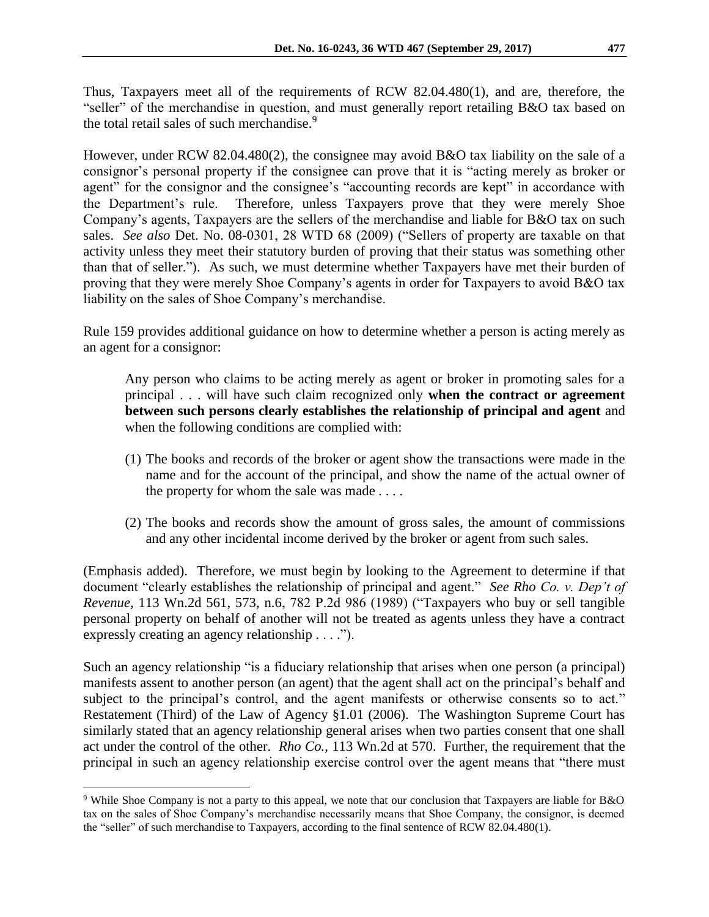Thus, Taxpayers meet all of the requirements of RCW 82.04.480(1), and are, therefore, the "seller" of the merchandise in question, and must generally report retailing B&O tax based on the total retail sales of such merchandise.[9]

However, under RCW 82.04.480(2), the consignee may avoid B&O tax liability on the sale of a consignor's personal property if the consignee can prove that it is "acting merely as broker or agent" for the consignor and the consignee's "accounting records are kept" in accordance with the Department's rule. Therefore, unless Taxpayers prove that they were merely Shoe Company's agents, Taxpayers are the sellers of the merchandise and liable for B&O tax on such sales. *See also* Det. No. 08-0301, 28 WTD 68 (2009) ("Sellers of property are taxable on that activity unless they meet their statutory burden of proving that their status was something other than that of seller."). As such, we must determine whether Taxpayers have met their burden of proving that they were merely Shoe Company's agents in order for Taxpayers to avoid B&O tax liability on the sales of Shoe Company's merchandise.

Rule 159 provides additional guidance on how to determine whether a person is acting merely as an agent for a consignor:

> Any person who claims to be acting merely as agent or broker in promoting sales for a principal . . . will have such claim recognized only **when the contract or agreement between such persons clearly establishes the relationship of principal and agent** and when the following conditions are complied with:
>
> (1) The books and records of the broker or agent show the transactions were made in the name and for the account of the principal, and show the name of the actual owner of the property for whom the sale was made . . . .
>
> (2) The books and records show the amount of gross sales, the amount of commissions and any other incidental income derived by the broker or agent from such sales.

(Emphasis added). Therefore, we must begin by looking to the Agreement to determine if that document "clearly establishes the relationship of principal and agent." *See Rho Co. v. Dep't of Revenue*, 113 Wn.2d 561, 573, n.6, 782 P.2d 986 (1989) ("Taxpayers who buy or sell tangible personal property on behalf of another will not be treated as agents unless they have a contract expressly creating an agency relationship . . . .").

Such an agency relationship "is a fiduciary relationship that arises when one person (a principal) manifests assent to another person (an agent) that the agent shall act on the principal's behalf and subject to the principal's control, and the agent manifests or otherwise consents so to act." Restatement (Third) of the Law of Agency §1.01 (2006). The Washington Supreme Court has similarly stated that an agency relationship general arises when two parties consent that one shall act under the control of the other. *Rho Co.*, 113 Wn.2d at 570. Further, the requirement that the principal in such an agency relationship exercise control over the agent means that "there must

---

[9] While Shoe Company is not a party to this appeal, we note that our conclusion that Taxpayers are liable for B&O tax on the sales of Shoe Company's merchandise necessarily means that Shoe Company, the consignor, is deemed the "seller" of such merchandise to Taxpayers, according to the final sentence of RCW 82.04.480(1).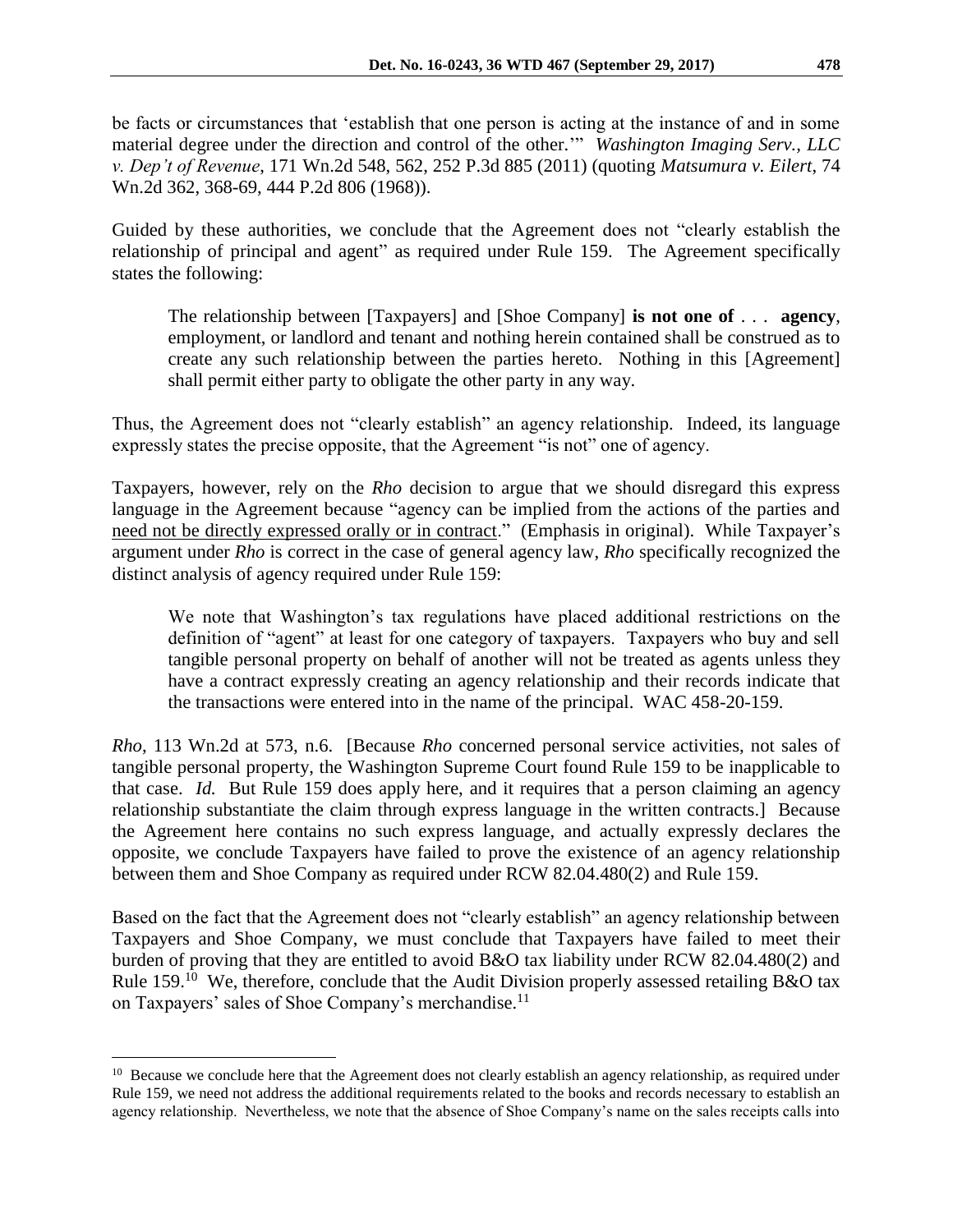be facts or circumstances that 'establish that one person is acting at the instance of and in some material degree under the direction and control of the other.'" *Washington Imaging Serv., LLC v. Dep't of Revenue*, 171 Wn.2d 548, 562, 252 P.3d 885 (2011) (quoting *Matsumura v. Eilert*, 74 Wn.2d 362, 368-69, 444 P.2d 806 (1968)).

Guided by these authorities, we conclude that the Agreement does not "clearly establish the relationship of principal and agent" as required under Rule 159. The Agreement specifically states the following:

> The relationship between [Taxpayers] and [Shoe Company] **is not one of** . . . **agency**, employment, or landlord and tenant and nothing herein contained shall be construed as to create any such relationship between the parties hereto. Nothing in this [Agreement] shall permit either party to obligate the other party in any way.

Thus, the Agreement does not "clearly establish" an agency relationship. Indeed, its language expressly states the precise opposite, that the Agreement "is not" one of agency.

Taxpayers, however, rely on the *Rho* decision to argue that we should disregard this express language in the Agreement because "agency can be implied from the actions of the parties and <u>need not be directly expressed orally or in contract</u>." (Emphasis in original). While Taxpayer's argument under *Rho* is correct in the case of general agency law, *Rho* specifically recognized the distinct analysis of agency required under Rule 159:

> We note that Washington's tax regulations have placed additional restrictions on the definition of "agent" at least for one category of taxpayers. Taxpayers who buy and sell tangible personal property on behalf of another will not be treated as agents unless they have a contract expressly creating an agency relationship and their records indicate that the transactions were entered into in the name of the principal. WAC 458-20-159.

*Rho*, 113 Wn.2d at 573, n.6. [Because *Rho* concerned personal service activities, not sales of tangible personal property, the Washington Supreme Court found Rule 159 to be inapplicable to that case. *Id.* But Rule 159 does apply here, and it requires that a person claiming an agency relationship substantiate the claim through express language in the written contracts.] Because the Agreement here contains no such express language, and actually expressly declares the opposite, we conclude Taxpayers have failed to prove the existence of an agency relationship between them and Shoe Company as required under RCW 82.04.480(2) and Rule 159.

Based on the fact that the Agreement does not "clearly establish" an agency relationship between Taxpayers and Shoe Company, we must conclude that Taxpayers have failed to meet their burden of proving that they are entitled to avoid B&O tax liability under RCW 82.04.480(2) and Rule 159.[10] We, therefore, conclude that the Audit Division properly assessed retailing B&O tax on Taxpayers' sales of Shoe Company's merchandise.[11]

---

[10] Because we conclude here that the Agreement does not clearly establish an agency relationship, as required under Rule 159, we need not address the additional requirements related to the books and records necessary to establish an agency relationship. Nevertheless, we note that the absence of Shoe Company's name on the sales receipts calls into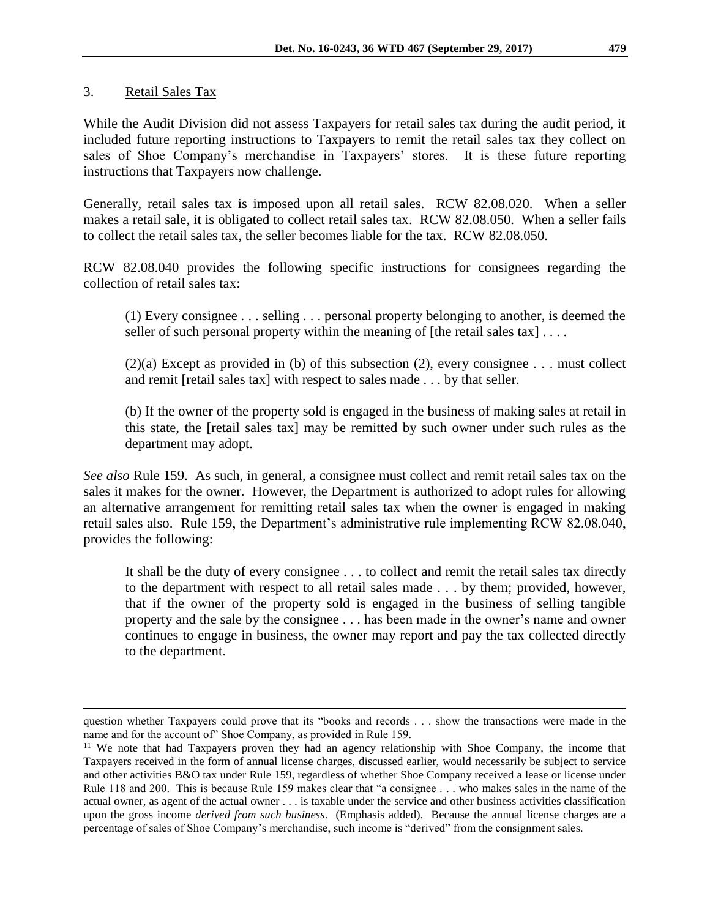3. Retail Sales Tax

While the Audit Division did not assess Taxpayers for retail sales tax during the audit period, it included future reporting instructions to Taxpayers to remit the retail sales tax they collect on sales of Shoe Company's merchandise in Taxpayers' stores. It is these future reporting instructions that Taxpayers now challenge.

Generally, retail sales tax is imposed upon all retail sales. RCW 82.08.020. When a seller makes a retail sale, it is obligated to collect retail sales tax. RCW 82.08.050. When a seller fails to collect the retail sales tax, the seller becomes liable for the tax. RCW 82.08.050.

RCW 82.08.040 provides the following specific instructions for consignees regarding the collection of retail sales tax:

> (1) Every consignee . . . selling . . . personal property belonging to another, is deemed the seller of such personal property within the meaning of [the retail sales tax] . . . .
>
> (2)(a) Except as provided in (b) of this subsection (2), every consignee . . . must collect and remit [retail sales tax] with respect to sales made . . . by that seller.
>
> (b) If the owner of the property sold is engaged in the business of making sales at retail in this state, the [retail sales tax] may be remitted by such owner under such rules as the department may adopt.

*See also* Rule 159. As such, in general, a consignee must collect and remit retail sales tax on the sales it makes for the owner. However, the Department is authorized to adopt rules for allowing an alternative arrangement for remitting retail sales tax when the owner is engaged in making retail sales also. Rule 159, the Department's administrative rule implementing RCW 82.08.040, provides the following:

> It shall be the duty of every consignee . . . to collect and remit the retail sales tax directly to the department with respect to all retail sales made . . . by them; provided, however, that if the owner of the property sold is engaged in the business of selling tangible property and the sale by the consignee . . . has been made in the owner's name and owner continues to engage in business, the owner may report and pay the tax collected directly to the department.

---

question whether Taxpayers could prove that its "books and records . . . show the transactions were made in the name and for the account of" Shoe Company, as provided in Rule 159.

[11] We note that had Taxpayers proven they had an agency relationship with Shoe Company, the income that Taxpayers received in the form of annual license charges, discussed earlier, would necessarily be subject to service and other activities B&O tax under Rule 159, regardless of whether Shoe Company received a lease or license under Rule 118 and 200. This is because Rule 159 makes clear that "a consignee . . . who makes sales in the name of the actual owner, as agent of the actual owner . . . is taxable under the service and other business activities classification upon the gross income *derived from such business*. (Emphasis added). Because the annual license charges are a percentage of sales of Shoe Company's merchandise, such income is "derived" from the consignment sales.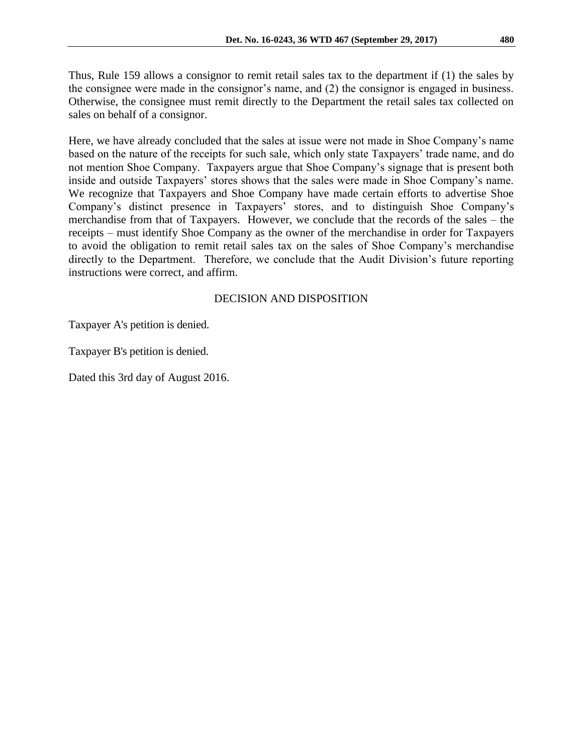Thus, Rule 159 allows a consignor to remit retail sales tax to the department if (1) the sales by the consignee were made in the consignor's name, and (2) the consignor is engaged in business. Otherwise, the consignee must remit directly to the Department the retail sales tax collected on sales on behalf of a consignor.

Here, we have already concluded that the sales at issue were not made in Shoe Company's name based on the nature of the receipts for such sale, which only state Taxpayers' trade name, and do not mention Shoe Company. Taxpayers argue that Shoe Company's signage that is present both inside and outside Taxpayers' stores shows that the sales were made in Shoe Company's name. We recognize that Taxpayers and Shoe Company have made certain efforts to advertise Shoe Company's distinct presence in Taxpayers' stores, and to distinguish Shoe Company's merchandise from that of Taxpayers. However, we conclude that the records of the sales – the receipts – must identify Shoe Company as the owner of the merchandise in order for Taxpayers to avoid the obligation to remit retail sales tax on the sales of Shoe Company's merchandise directly to the Department. Therefore, we conclude that the Audit Division's future reporting instructions were correct, and affirm.

## DECISION AND DISPOSITION

Taxpayer A's petition is denied.

Taxpayer B's petition is denied.

Dated this 3rd day of August 2016.